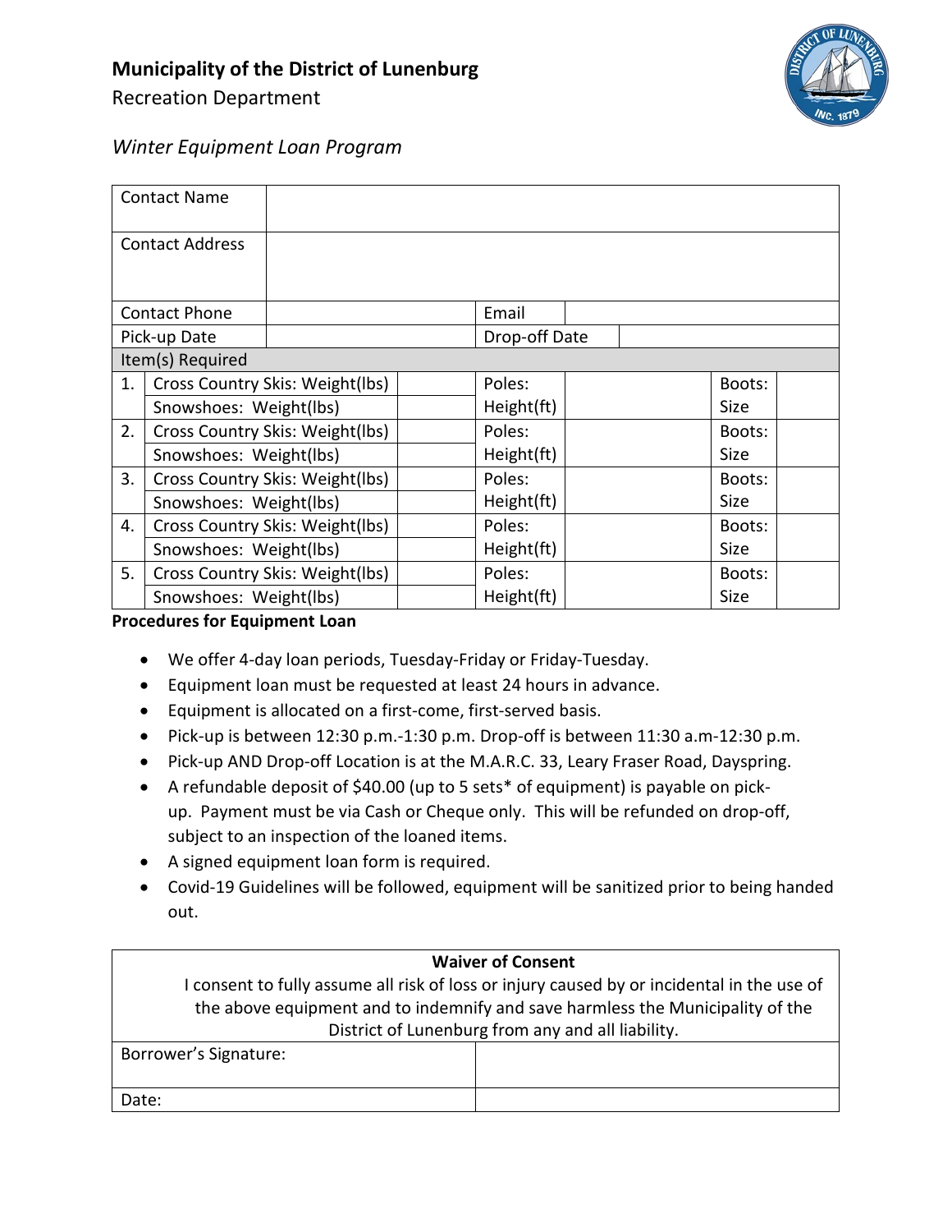**Municipality of the District of Lunenburg**

Recreation Department

*Winter Equipment Loan Program*

| Contact Name | | | |
|---|---|---|---|
| Contact Address | | | |
| Contact Phone | | Email | |
| Pick-up Date | | Drop-off Date | |

| Item(s) Required | | | | | | | |
|---|---|---|---|---|---|---|---|
| 1. | Cross Country Skis: Weight(lbs) | | Poles: Height(ft) | | Boots: Size | |
| | Snowshoes: Weight(lbs) | | | | | |
| 2. | Cross Country Skis: Weight(lbs) | | Poles: Height(ft) | | Boots: Size | |
| | Snowshoes: Weight(lbs) | | | | | |
| 3. | Cross Country Skis: Weight(lbs) | | Poles: Height(ft) | | Boots: Size | |
| | Snowshoes: Weight(lbs) | | | | | |
| 4. | Cross Country Skis: Weight(lbs) | | Poles: Height(ft) | | Boots: Size | |
| | Snowshoes: Weight(lbs) | | | | | |
| 5. | Cross Country Skis: Weight(lbs) | | Poles: Height(ft) | | Boots: Size | |
| | Snowshoes: Weight(lbs) | | | | | |

**Procedures for Equipment Loan**

- We offer 4-day loan periods, Tuesday-Friday or Friday-Tuesday.
- Equipment loan must be requested at least 24 hours in advance.
- Equipment is allocated on a first-come, first-served basis.
- Pick-up is between 12:30 p.m.-1:30 p.m. Drop-off is between 11:30 a.m-12:30 p.m.
- Pick-up AND Drop-off Location is at the M.A.R.C. 33, Leary Fraser Road, Dayspring.
- A refundable deposit of $40.00 (up to 5 sets* of equipment) is payable on pick-up. Payment must be via Cash or Cheque only. This will be refunded on drop-off, subject to an inspection of the loaned items.
- A signed equipment loan form is required.
- Covid-19 Guidelines will be followed, equipment will be sanitized prior to being handed out.

| **Waiver of Consent** | |
|---|---|
| I consent to fully assume all risk of loss or injury caused by or incidental in the use of the above equipment and to indemnify and save harmless the Municipality of the District of Lunenburg from any and all liability. | |
| Borrower's Signature: | |
| Date: | |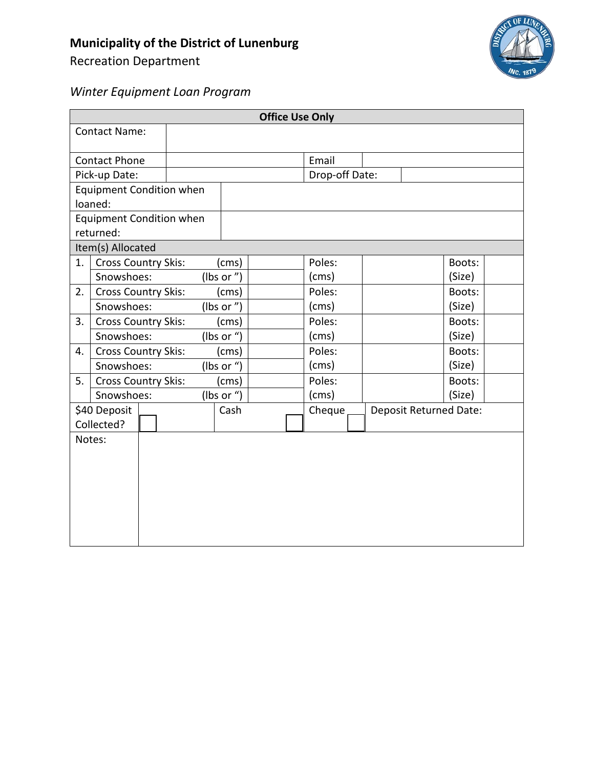**Municipality of the District of Lunenburg**

Recreation Department

*Winter Equipment Loan Program*

| **Office Use Only** | | | | | | |
|---|---|---|---|---|---|---|
| Contact Name: | | | | | | |
| Contact Phone | | | Email | | | |
| Pick-up Date: | | | Drop-off Date: | | | |
| Equipment Condition when loaned: | | | | | | |
| Equipment Condition when returned: | | | | | | |
| Item(s) Allocated | | | | | | |
| 1. | Cross Country Skis: (cms) | | Poles: (cms) | | Boots: (Size) | |
| | Snowshoes: (lbs or ") | | | | | |
| 2. | Cross Country Skis: (cms) | | Poles: (cms) | | Boots: (Size) | |
| | Snowshoes: (lbs or ") | | | | | |
| 3. | Cross Country Skis: (cms) | | Poles: (cms) | | Boots: (Size) | |
| | Snowshoes: (lbs or ") | | | | | |
| 4. | Cross Country Skis: (cms) | | Poles: (cms) | | Boots: (Size) | |
| | Snowshoes: (lbs or ") | | | | | |
| 5. | Cross Country Skis: (cms) | | Poles: (cms) | | Boots: (Size) | |
| | Snowshoes: (lbs or ") | | | | | |
| $40 Deposit Collected? ☐ | Cash ☐ | | Cheque ☐ | Deposit Returned Date: | | |
| Notes: | | | | | | |